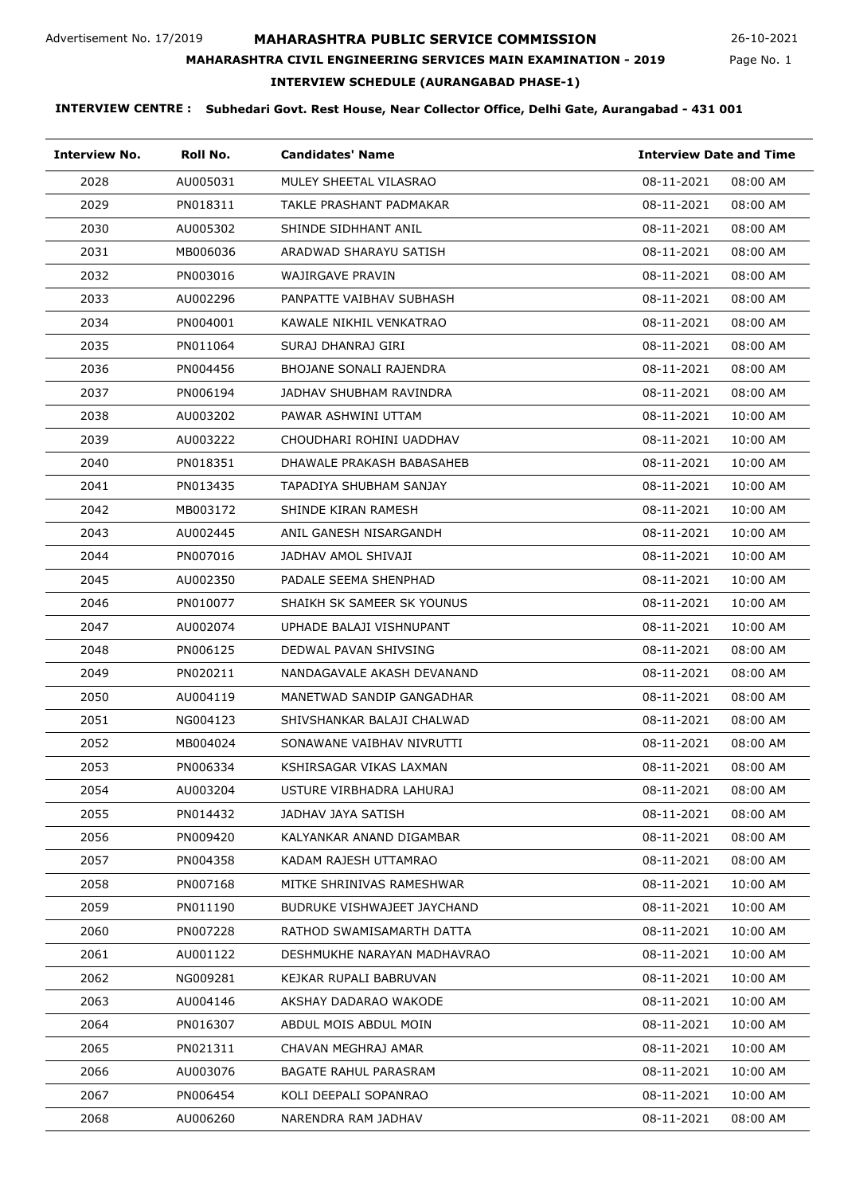Advertisement No. 17/2019

# MAHARASHTRA PUBLIC SERVICE COMMISSION

26-10-2021

## MAHARASHTRA CIVIL ENGINEERING SERVICES MAIN EXAMINATION - 2019

### INTERVIEW SCHEDULE (AURANGABAD PHASE-1)

**INTERVIEW CENTRE : Subhedari Govt. Rest House, Near Collector Office, Delhi Gate, Aurangabad - 431 001**

| Interview No. | Roll No. | Candidates' Name | Interview Date and Time | |
|---|---|---|---|---|
| 2028 | AU005031 | MULEY SHEETAL VILASRAO | 08-11-2021 | 08:00 AM |
| 2029 | PN018311 | TAKLE PRASHANT PADMAKAR | 08-11-2021 | 08:00 AM |
| 2030 | AU005302 | SHINDE SIDHHANT ANIL | 08-11-2021 | 08:00 AM |
| 2031 | MB006036 | ARADWAD SHARAYU SATISH | 08-11-2021 | 08:00 AM |
| 2032 | PN003016 | WAJIRGAVE PRAVIN | 08-11-2021 | 08:00 AM |
| 2033 | AU002296 | PANPATTE VAIBHAV SUBHASH | 08-11-2021 | 08:00 AM |
| 2034 | PN004001 | KAWALE NIKHIL VENKATRAO | 08-11-2021 | 08:00 AM |
| 2035 | PN011064 | SURAJ DHANRAJ GIRI | 08-11-2021 | 08:00 AM |
| 2036 | PN004456 | BHOJANE SONALI RAJENDRA | 08-11-2021 | 08:00 AM |
| 2037 | PN006194 | JADHAV SHUBHAM RAVINDRA | 08-11-2021 | 08:00 AM |
| 2038 | AU003202 | PAWAR ASHWINI UTTAM | 08-11-2021 | 10:00 AM |
| 2039 | AU003222 | CHOUDHARI ROHINI UADDHAV | 08-11-2021 | 10:00 AM |
| 2040 | PN018351 | DHAWALE PRAKASH BABASAHEB | 08-11-2021 | 10:00 AM |
| 2041 | PN013435 | TAPADIYA SHUBHAM SANJAY | 08-11-2021 | 10:00 AM |
| 2042 | MB003172 | SHINDE KIRAN RAMESH | 08-11-2021 | 10:00 AM |
| 2043 | AU002445 | ANIL GANESH NISARGANDH | 08-11-2021 | 10:00 AM |
| 2044 | PN007016 | JADHAV AMOL SHIVAJI | 08-11-2021 | 10:00 AM |
| 2045 | AU002350 | PADALE SEEMA SHENPHAD | 08-11-2021 | 10:00 AM |
| 2046 | PN010077 | SHAIKH SK SAMEER SK YOUNUS | 08-11-2021 | 10:00 AM |
| 2047 | AU002074 | UPHADE BALAJI VISHNUPANT | 08-11-2021 | 10:00 AM |
| 2048 | PN006125 | DEDWAL PAVAN SHIVSING | 08-11-2021 | 08:00 AM |
| 2049 | PN020211 | NANDAGAVALE AKASH DEVANAND | 08-11-2021 | 08:00 AM |
| 2050 | AU004119 | MANETWAD SANDIP GANGADHAR | 08-11-2021 | 08:00 AM |
| 2051 | NG004123 | SHIVSHANKAR BALAJI CHALWAD | 08-11-2021 | 08:00 AM |
| 2052 | MB004024 | SONAWANE VAIBHAV NIVRUTTI | 08-11-2021 | 08:00 AM |
| 2053 | PN006334 | KSHIRSAGAR VIKAS LAXMAN | 08-11-2021 | 08:00 AM |
| 2054 | AU003204 | USTURE VIRBHADRA LAHURAJ | 08-11-2021 | 08:00 AM |
| 2055 | PN014432 | JADHAV JAYA SATISH | 08-11-2021 | 08:00 AM |
| 2056 | PN009420 | KALYANKAR ANAND DIGAMBAR | 08-11-2021 | 08:00 AM |
| 2057 | PN004358 | KADAM RAJESH UTTAMRAO | 08-11-2021 | 08:00 AM |
| 2058 | PN007168 | MITKE SHRINIVAS RAMESHWAR | 08-11-2021 | 10:00 AM |
| 2059 | PN011190 | BUDRUKE VISHWAJEET JAYCHAND | 08-11-2021 | 10:00 AM |
| 2060 | PN007228 | RATHOD SWAMISAMARTH DATTA | 08-11-2021 | 10:00 AM |
| 2061 | AU001122 | DESHMUKHE NARAYAN MADHAVRAO | 08-11-2021 | 10:00 AM |
| 2062 | NG009281 | KEJKAR RUPALI BABRUVAN | 08-11-2021 | 10:00 AM |
| 2063 | AU004146 | AKSHAY DADARAO WAKODE | 08-11-2021 | 10:00 AM |
| 2064 | PN016307 | ABDUL MOIS ABDUL MOIN | 08-11-2021 | 10:00 AM |
| 2065 | PN021311 | CHAVAN MEGHRAJ AMAR | 08-11-2021 | 10:00 AM |
| 2066 | AU003076 | BAGATE RAHUL PARASRAM | 08-11-2021 | 10:00 AM |
| 2067 | PN006454 | KOLI DEEPALI SOPANRAO | 08-11-2021 | 10:00 AM |
| 2068 | AU006260 | NARENDRA RAM JADHAV | 08-11-2021 | 08:00 AM |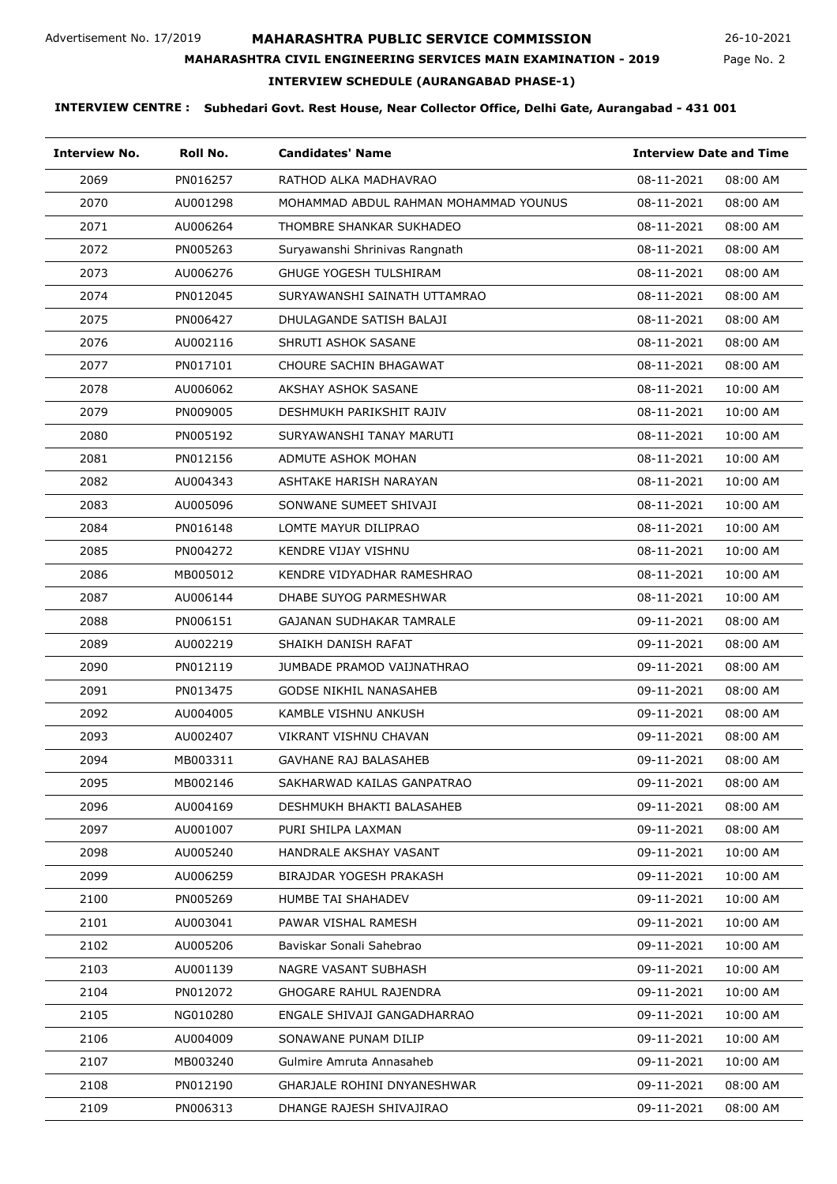Advertisement No. 17/2019

# MAHARASHTRA PUBLIC SERVICE COMMISSION

26-10-2021

## MAHARASHTRA CIVIL ENGINEERING SERVICES MAIN EXAMINATION - 2019

Page No. 2

## INTERVIEW SCHEDULE (AURANGABAD PHASE-1)

**INTERVIEW CENTRE : Subhedari Govt. Rest House, Near Collector Office, Delhi Gate, Aurangabad - 431 001**

| Interview No. | Roll No. | Candidates' Name | Interview Date and Time | |
|---|---|---|---|---|
| 2069 | PN016257 | RATHOD ALKA MADHAVRAO | 08-11-2021 | 08:00 AM |
| 2070 | AU001298 | MOHAMMAD ABDUL RAHMAN MOHAMMAD YOUNUS | 08-11-2021 | 08:00 AM |
| 2071 | AU006264 | THOMBRE SHANKAR SUKHADEO | 08-11-2021 | 08:00 AM |
| 2072 | PN005263 | Suryawanshi Shrinivas Rangnath | 08-11-2021 | 08:00 AM |
| 2073 | AU006276 | GHUGE YOGESH TULSHIRAM | 08-11-2021 | 08:00 AM |
| 2074 | PN012045 | SURYAWANSHI SAINATH UTTAMRAO | 08-11-2021 | 08:00 AM |
| 2075 | PN006427 | DHULAGANDE SATISH BALAJI | 08-11-2021 | 08:00 AM |
| 2076 | AU002116 | SHRUTI ASHOK SASANE | 08-11-2021 | 08:00 AM |
| 2077 | PN017101 | CHOURE SACHIN BHAGAWAT | 08-11-2021 | 08:00 AM |
| 2078 | AU006062 | AKSHAY ASHOK SASANE | 08-11-2021 | 10:00 AM |
| 2079 | PN009005 | DESHMUKH PARIKSHIT RAJIV | 08-11-2021 | 10:00 AM |
| 2080 | PN005192 | SURYAWANSHI TANAY MARUTI | 08-11-2021 | 10:00 AM |
| 2081 | PN012156 | ADMUTE ASHOK MOHAN | 08-11-2021 | 10:00 AM |
| 2082 | AU004343 | ASHTAKE HARISH NARAYAN | 08-11-2021 | 10:00 AM |
| 2083 | AU005096 | SONWANE SUMEET SHIVAJI | 08-11-2021 | 10:00 AM |
| 2084 | PN016148 | LOMTE MAYUR DILIPRAO | 08-11-2021 | 10:00 AM |
| 2085 | PN004272 | KENDRE VIJAY VISHNU | 08-11-2021 | 10:00 AM |
| 2086 | MB005012 | KENDRE VIDYADHAR RAMESHRAO | 08-11-2021 | 10:00 AM |
| 2087 | AU006144 | DHABE SUYOG PARMESHWAR | 08-11-2021 | 10:00 AM |
| 2088 | PN006151 | GAJANAN SUDHAKAR TAMRALE | 09-11-2021 | 08:00 AM |
| 2089 | AU002219 | SHAIKH DANISH RAFAT | 09-11-2021 | 08:00 AM |
| 2090 | PN012119 | JUMBADE PRAMOD VAIJNATHRAO | 09-11-2021 | 08:00 AM |
| 2091 | PN013475 | GODSE NIKHIL NANASAHEB | 09-11-2021 | 08:00 AM |
| 2092 | AU004005 | KAMBLE VISHNU ANKUSH | 09-11-2021 | 08:00 AM |
| 2093 | AU002407 | VIKRANT VISHNU CHAVAN | 09-11-2021 | 08:00 AM |
| 2094 | MB003311 | GAVHANE RAJ BALASAHEB | 09-11-2021 | 08:00 AM |
| 2095 | MB002146 | SAKHARWAD KAILAS GANPATRAO | 09-11-2021 | 08:00 AM |
| 2096 | AU004169 | DESHMUKH BHAKTI BALASAHEB | 09-11-2021 | 08:00 AM |
| 2097 | AU001007 | PURI SHILPA LAXMAN | 09-11-2021 | 08:00 AM |
| 2098 | AU005240 | HANDRALE AKSHAY VASANT | 09-11-2021 | 10:00 AM |
| 2099 | AU006259 | BIRAJDAR YOGESH PRAKASH | 09-11-2021 | 10:00 AM |
| 2100 | PN005269 | HUMBE TAI SHAHADEV | 09-11-2021 | 10:00 AM |
| 2101 | AU003041 | PAWAR VISHAL RAMESH | 09-11-2021 | 10:00 AM |
| 2102 | AU005206 | Baviskar Sonali Sahebrao | 09-11-2021 | 10:00 AM |
| 2103 | AU001139 | NAGRE VASANT SUBHASH | 09-11-2021 | 10:00 AM |
| 2104 | PN012072 | GHOGARE RAHUL RAJENDRA | 09-11-2021 | 10:00 AM |
| 2105 | NG010280 | ENGALE SHIVAJI GANGADHARRAO | 09-11-2021 | 10:00 AM |
| 2106 | AU004009 | SONAWANE PUNAM DILIP | 09-11-2021 | 10:00 AM |
| 2107 | MB003240 | Gulmire Amruta Annasaheb | 09-11-2021 | 10:00 AM |
| 2108 | PN012190 | GHARJALE ROHINI DNYANESHWAR | 09-11-2021 | 08:00 AM |
| 2109 | PN006313 | DHANGE RAJESH SHIVAJIRAO | 09-11-2021 | 08:00 AM |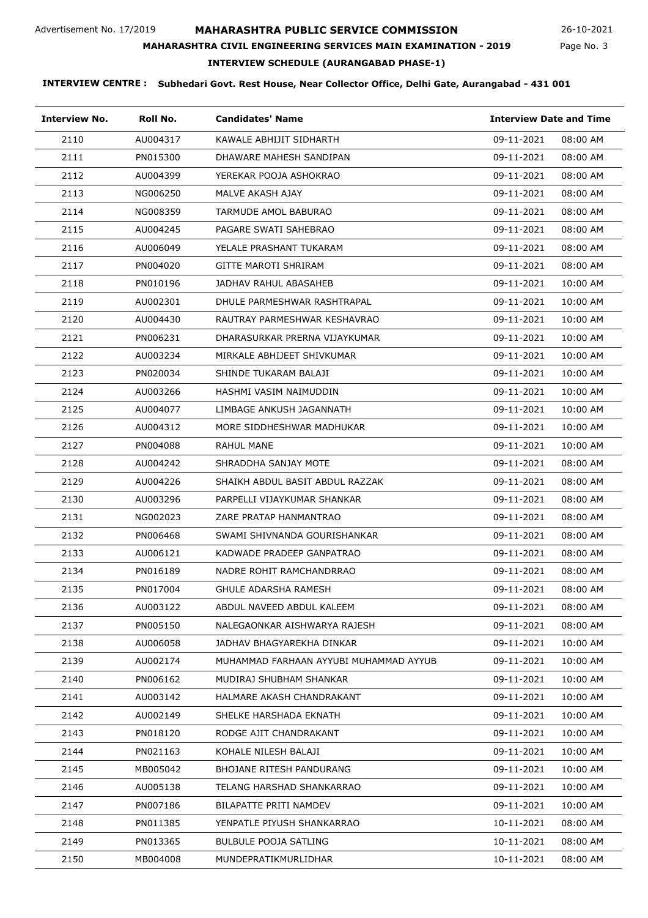Advertisement No. 17/2019

# MAHARASHTRA PUBLIC SERVICE COMMISSION

26-10-2021

## MAHARASHTRA CIVIL ENGINEERING SERVICES MAIN EXAMINATION - 2019

### INTERVIEW SCHEDULE (AURANGABAD PHASE-1)

**INTERVIEW CENTRE : Subhedari Govt. Rest House, Near Collector Office, Delhi Gate, Aurangabad - 431 001**

| Interview No. | Roll No. | Candidates' Name | Interview Date and Time | |
|---|---|---|---|---|
| 2110 | AU004317 | KAWALE ABHIJIT SIDHARTH | 09-11-2021 | 08:00 AM |
| 2111 | PN015300 | DHAWARE MAHESH SANDIPAN | 09-11-2021 | 08:00 AM |
| 2112 | AU004399 | YEREKAR POOJA ASHOKRAO | 09-11-2021 | 08:00 AM |
| 2113 | NG006250 | MALVE AKASH AJAY | 09-11-2021 | 08:00 AM |
| 2114 | NG008359 | TARMUDE AMOL BABURAO | 09-11-2021 | 08:00 AM |
| 2115 | AU004245 | PAGARE SWATI SAHEBRAO | 09-11-2021 | 08:00 AM |
| 2116 | AU006049 | YELALE PRASHANT TUKARAM | 09-11-2021 | 08:00 AM |
| 2117 | PN004020 | GITTE MAROTI SHRIRAM | 09-11-2021 | 08:00 AM |
| 2118 | PN010196 | JADHAV RAHUL ABASAHEB | 09-11-2021 | 10:00 AM |
| 2119 | AU002301 | DHULE PARMESHWAR RASHTRAPAL | 09-11-2021 | 10:00 AM |
| 2120 | AU004430 | RAUTRAY PARMESHWAR KESHAVRAO | 09-11-2021 | 10:00 AM |
| 2121 | PN006231 | DHARASURKAR PRERNA VIJAYKUMAR | 09-11-2021 | 10:00 AM |
| 2122 | AU003234 | MIRKALE ABHIJEET SHIVKUMAR | 09-11-2021 | 10:00 AM |
| 2123 | PN020034 | SHINDE TUKARAM BALAJI | 09-11-2021 | 10:00 AM |
| 2124 | AU003266 | HASHMI VASIM NAIMUDDIN | 09-11-2021 | 10:00 AM |
| 2125 | AU004077 | LIMBAGE ANKUSH JAGANNATH | 09-11-2021 | 10:00 AM |
| 2126 | AU004312 | MORE SIDDHESHWAR MADHUKAR | 09-11-2021 | 10:00 AM |
| 2127 | PN004088 | RAHUL MANE | 09-11-2021 | 10:00 AM |
| 2128 | AU004242 | SHRADDHA SANJAY MOTE | 09-11-2021 | 08:00 AM |
| 2129 | AU004226 | SHAIKH ABDUL BASIT ABDUL RAZZAK | 09-11-2021 | 08:00 AM |
| 2130 | AU003296 | PARPELLI VIJAYKUMAR SHANKAR | 09-11-2021 | 08:00 AM |
| 2131 | NG002023 | ZARE PRATAP HANMANTRAO | 09-11-2021 | 08:00 AM |
| 2132 | PN006468 | SWAMI SHIVNANDA GOURISHANKAR | 09-11-2021 | 08:00 AM |
| 2133 | AU006121 | KADWADE PRADEEP GANPATRAO | 09-11-2021 | 08:00 AM |
| 2134 | PN016189 | NADRE ROHIT RAMCHANDRRAO | 09-11-2021 | 08:00 AM |
| 2135 | PN017004 | GHULE ADARSHA RAMESH | 09-11-2021 | 08:00 AM |
| 2136 | AU003122 | ABDUL NAVEED ABDUL KALEEM | 09-11-2021 | 08:00 AM |
| 2137 | PN005150 | NALEGAONKAR AISHWARYA RAJESH | 09-11-2021 | 08:00 AM |
| 2138 | AU006058 | JADHAV BHAGYAREKHA DINKAR | 09-11-2021 | 10:00 AM |
| 2139 | AU002174 | MUHAMMAD FARHAAN AYYUBI MUHAMMAD AYYUB | 09-11-2021 | 10:00 AM |
| 2140 | PN006162 | MUDIRAJ SHUBHAM SHANKAR | 09-11-2021 | 10:00 AM |
| 2141 | AU003142 | HALMARE AKASH CHANDRAKANT | 09-11-2021 | 10:00 AM |
| 2142 | AU002149 | SHELKE HARSHADA EKNATH | 09-11-2021 | 10:00 AM |
| 2143 | PN018120 | RODGE AJIT CHANDRAKANT | 09-11-2021 | 10:00 AM |
| 2144 | PN021163 | KOHALE NILESH BALAJI | 09-11-2021 | 10:00 AM |
| 2145 | MB005042 | BHOJANE RITESH PANDURANG | 09-11-2021 | 10:00 AM |
| 2146 | AU005138 | TELANG HARSHAD SHANKARRAO | 09-11-2021 | 10:00 AM |
| 2147 | PN007186 | BILAPATTE PRITI NAMDEV | 09-11-2021 | 10:00 AM |
| 2148 | PN011385 | YENPATLE PIYUSH SHANKARRAO | 10-11-2021 | 08:00 AM |
| 2149 | PN013365 | BULBULE POOJA SATLING | 10-11-2021 | 08:00 AM |
| 2150 | MB004008 | MUNDEPRATIKMURLIDHAR | 10-11-2021 | 08:00 AM |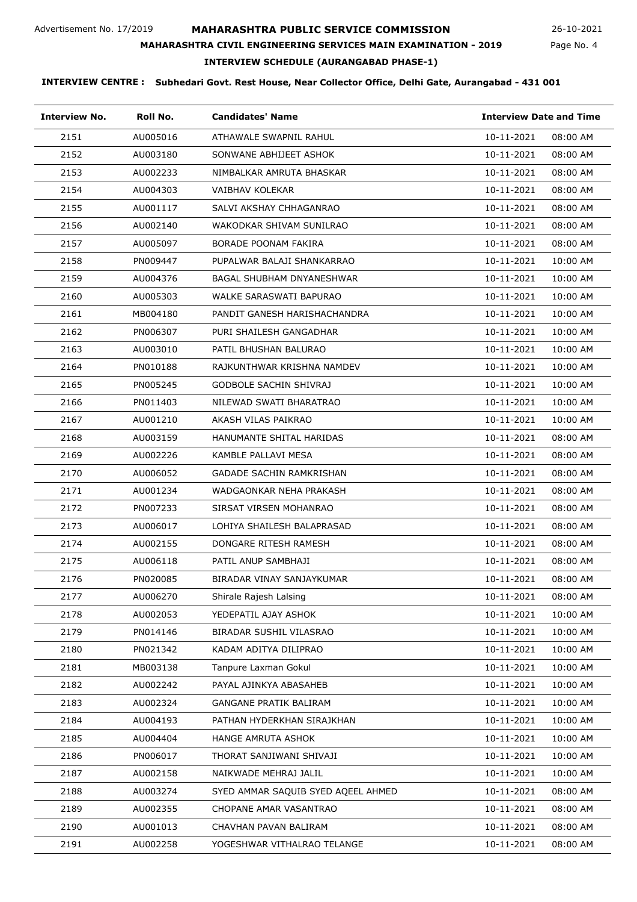Advertisement No. 17/2019

# MAHARASHTRA PUBLIC SERVICE COMMISSION

26-10-2021

## MAHARASHTRA CIVIL ENGINEERING SERVICES MAIN EXAMINATION - 2019

### INTERVIEW SCHEDULE (AURANGABAD PHASE-1)

**INTERVIEW CENTRE :** **Subhedari Govt. Rest House, Near Collector Office, Delhi Gate, Aurangabad - 431 001**

| Interview No. | Roll No. | Candidates' Name | Interview Date and Time | |
|---|---|---|---|---|
| 2151 | AU005016 | ATHAWALE SWAPNIL RAHUL | 10-11-2021 | 08:00 AM |
| 2152 | AU003180 | SONWANE ABHIJEET ASHOK | 10-11-2021 | 08:00 AM |
| 2153 | AU002233 | NIMBALKAR AMRUTA BHASKAR | 10-11-2021 | 08:00 AM |
| 2154 | AU004303 | VAIBHAV KOLEKAR | 10-11-2021 | 08:00 AM |
| 2155 | AU001117 | SALVI AKSHAY CHHAGANRAO | 10-11-2021 | 08:00 AM |
| 2156 | AU002140 | WAKODKAR SHIVAM SUNILRAO | 10-11-2021 | 08:00 AM |
| 2157 | AU005097 | BORADE POONAM FAKIRA | 10-11-2021 | 08:00 AM |
| 2158 | PN009447 | PUPALWAR BALAJI SHANKARRAO | 10-11-2021 | 10:00 AM |
| 2159 | AU004376 | BAGAL SHUBHAM DNYANESHWAR | 10-11-2021 | 10:00 AM |
| 2160 | AU005303 | WALKE SARASWATI BAPURAO | 10-11-2021 | 10:00 AM |
| 2161 | MB004180 | PANDIT GANESH HARISHACHANDRA | 10-11-2021 | 10:00 AM |
| 2162 | PN006307 | PURI SHAILESH GANGADHAR | 10-11-2021 | 10:00 AM |
| 2163 | AU003010 | PATIL BHUSHAN BALURAO | 10-11-2021 | 10:00 AM |
| 2164 | PN010188 | RAJKUNTHWAR KRISHNA NAMDEV | 10-11-2021 | 10:00 AM |
| 2165 | PN005245 | GODBOLE SACHIN SHIVRAJ | 10-11-2021 | 10:00 AM |
| 2166 | PN011403 | NILEWAD SWATI BHARATRAO | 10-11-2021 | 10:00 AM |
| 2167 | AU001210 | AKASH VILAS PAIKRAO | 10-11-2021 | 10:00 AM |
| 2168 | AU003159 | HANUMANTE SHITAL HARIDAS | 10-11-2021 | 08:00 AM |
| 2169 | AU002226 | KAMBLE PALLAVI MESA | 10-11-2021 | 08:00 AM |
| 2170 | AU006052 | GADADE SACHIN RAMKRISHAN | 10-11-2021 | 08:00 AM |
| 2171 | AU001234 | WADGAONKAR NEHA PRAKASH | 10-11-2021 | 08:00 AM |
| 2172 | PN007233 | SIRSAT VIRSEN MOHANRAO | 10-11-2021 | 08:00 AM |
| 2173 | AU006017 | LOHIYA SHAILESH BALAPRASAD | 10-11-2021 | 08:00 AM |
| 2174 | AU002155 | DONGARE RITESH RAMESH | 10-11-2021 | 08:00 AM |
| 2175 | AU006118 | PATIL ANUP SAMBHAJI | 10-11-2021 | 08:00 AM |
| 2176 | PN020085 | BIRADAR VINAY SANJAYKUMAR | 10-11-2021 | 08:00 AM |
| 2177 | AU006270 | Shirale Rajesh Lalsing | 10-11-2021 | 08:00 AM |
| 2178 | AU002053 | YEDEPATIL AJAY ASHOK | 10-11-2021 | 10:00 AM |
| 2179 | PN014146 | BIRADAR SUSHIL VILASRAO | 10-11-2021 | 10:00 AM |
| 2180 | PN021342 | KADAM ADITYA DILIPRAO | 10-11-2021 | 10:00 AM |
| 2181 | MB003138 | Tanpure Laxman Gokul | 10-11-2021 | 10:00 AM |
| 2182 | AU002242 | PAYAL AJINKYA ABASAHEB | 10-11-2021 | 10:00 AM |
| 2183 | AU002324 | GANGANE PRATIK BALIRAM | 10-11-2021 | 10:00 AM |
| 2184 | AU004193 | PATHAN HYDERKHAN SIRAJKHAN | 10-11-2021 | 10:00 AM |
| 2185 | AU004404 | HANGE AMRUTA ASHOK | 10-11-2021 | 10:00 AM |
| 2186 | PN006017 | THORAT SANJIWANI SHIVAJI | 10-11-2021 | 10:00 AM |
| 2187 | AU002158 | NAIKWADE MEHRAJ JALIL | 10-11-2021 | 10:00 AM |
| 2188 | AU003274 | SYED AMMAR SAQUIB SYED AQEEL AHMED | 10-11-2021 | 08:00 AM |
| 2189 | AU002355 | CHOPANE AMAR VASANTRAO | 10-11-2021 | 08:00 AM |
| 2190 | AU001013 | CHAVHAN PAVAN BALIRAM | 10-11-2021 | 08:00 AM |
| 2191 | AU002258 | YOGESHWAR VITHALRAO TELANGE | 10-11-2021 | 08:00 AM |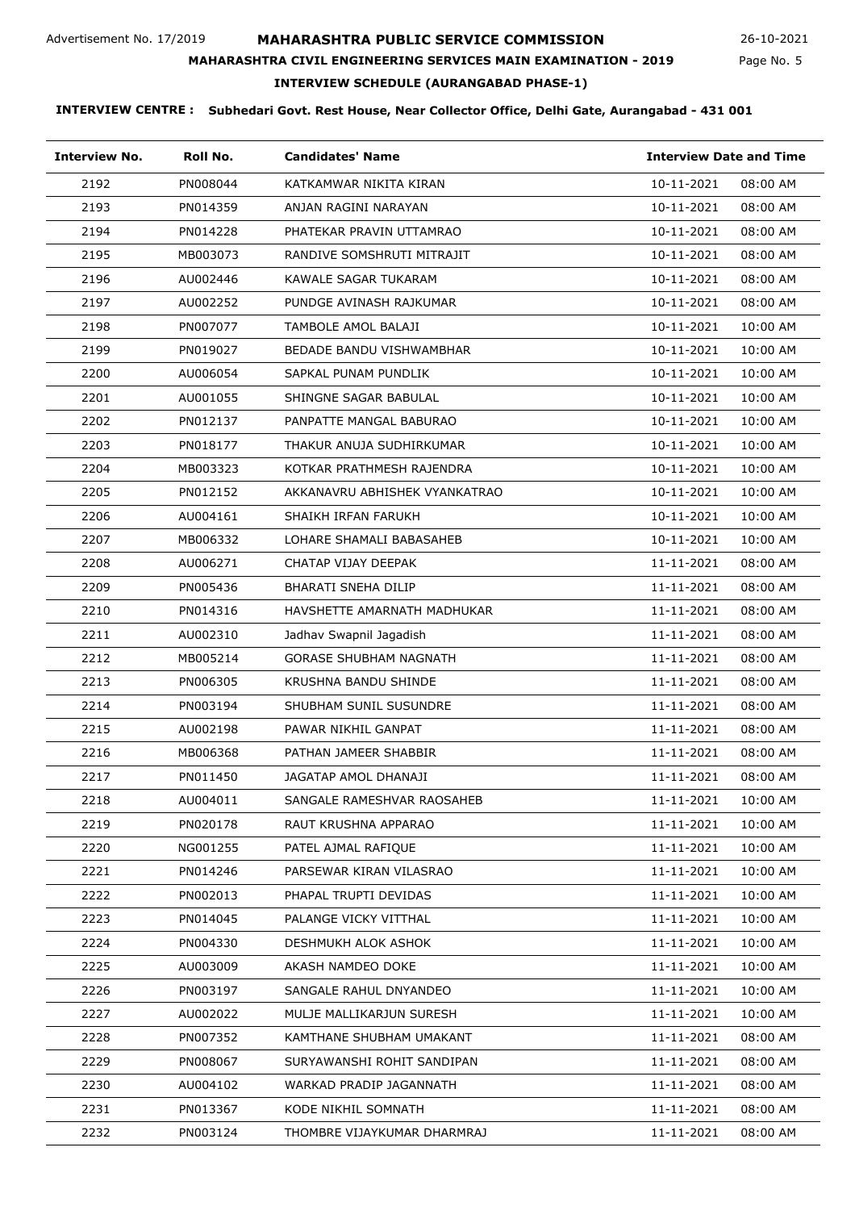Advertisement No. 17/2019

# MAHARASHTRA PUBLIC SERVICE COMMISSION

26-10-2021

## MAHARASHTRA CIVIL ENGINEERING SERVICES MAIN EXAMINATION - 2019

### INTERVIEW SCHEDULE (AURANGABAD PHASE-1)

**INTERVIEW CENTRE : Subhedari Govt. Rest House, Near Collector Office, Delhi Gate, Aurangabad - 431 001**

| Interview No. | Roll No. | Candidates' Name | Interview Date and Time | |
|---|---|---|---|---|
| 2192 | PN008044 | KATKAMWAR NIKITA KIRAN | 10-11-2021 | 08:00 AM |
| 2193 | PN014359 | ANJAN RAGINI NARAYAN | 10-11-2021 | 08:00 AM |
| 2194 | PN014228 | PHATEKAR PRAVIN UTTAMRAO | 10-11-2021 | 08:00 AM |
| 2195 | MB003073 | RANDIVE SOMSHRUTI MITRAJIT | 10-11-2021 | 08:00 AM |
| 2196 | AU002446 | KAWALE SAGAR TUKARAM | 10-11-2021 | 08:00 AM |
| 2197 | AU002252 | PUNDGE AVINASH RAJKUMAR | 10-11-2021 | 08:00 AM |
| 2198 | PN007077 | TAMBOLE AMOL BALAJI | 10-11-2021 | 10:00 AM |
| 2199 | PN019027 | BEDADE BANDU VISHWAMBHAR | 10-11-2021 | 10:00 AM |
| 2200 | AU006054 | SAPKAL PUNAM PUNDLIK | 10-11-2021 | 10:00 AM |
| 2201 | AU001055 | SHINGNE SAGAR BABULAL | 10-11-2021 | 10:00 AM |
| 2202 | PN012137 | PANPATTE MANGAL BABURAO | 10-11-2021 | 10:00 AM |
| 2203 | PN018177 | THAKUR ANUJA SUDHIRKUMAR | 10-11-2021 | 10:00 AM |
| 2204 | MB003323 | KOTKAR PRATHMESH RAJENDRA | 10-11-2021 | 10:00 AM |
| 2205 | PN012152 | AKKANAVRU ABHISHEK VYANKATRAO | 10-11-2021 | 10:00 AM |
| 2206 | AU004161 | SHAIKH IRFAN FARUKH | 10-11-2021 | 10:00 AM |
| 2207 | MB006332 | LOHARE SHAMALI BABASAHEB | 10-11-2021 | 10:00 AM |
| 2208 | AU006271 | CHATAP VIJAY DEEPAK | 11-11-2021 | 08:00 AM |
| 2209 | PN005436 | BHARATI SNEHA DILIP | 11-11-2021 | 08:00 AM |
| 2210 | PN014316 | HAVSHETTE AMARNATH MADHUKAR | 11-11-2021 | 08:00 AM |
| 2211 | AU002310 | Jadhav Swapnil Jagadish | 11-11-2021 | 08:00 AM |
| 2212 | MB005214 | GORASE SHUBHAM NAGNATH | 11-11-2021 | 08:00 AM |
| 2213 | PN006305 | KRUSHNA BANDU SHINDE | 11-11-2021 | 08:00 AM |
| 2214 | PN003194 | SHUBHAM SUNIL SUSUNDRE | 11-11-2021 | 08:00 AM |
| 2215 | AU002198 | PAWAR NIKHIL GANPAT | 11-11-2021 | 08:00 AM |
| 2216 | MB006368 | PATHAN JAMEER SHABBIR | 11-11-2021 | 08:00 AM |
| 2217 | PN011450 | JAGATAP AMOL DHANAJI | 11-11-2021 | 08:00 AM |
| 2218 | AU004011 | SANGALE RAMESHVAR RAOSAHEB | 11-11-2021 | 10:00 AM |
| 2219 | PN020178 | RAUT KRUSHNA APPARAO | 11-11-2021 | 10:00 AM |
| 2220 | NG001255 | PATEL AJMAL RAFIQUE | 11-11-2021 | 10:00 AM |
| 2221 | PN014246 | PARSEWAR KIRAN VILASRAO | 11-11-2021 | 10:00 AM |
| 2222 | PN002013 | PHAPAL TRUPTI DEVIDAS | 11-11-2021 | 10:00 AM |
| 2223 | PN014045 | PALANGE VICKY VITTHAL | 11-11-2021 | 10:00 AM |
| 2224 | PN004330 | DESHMUKH ALOK ASHOK | 11-11-2021 | 10:00 AM |
| 2225 | AU003009 | AKASH NAMDEO DOKE | 11-11-2021 | 10:00 AM |
| 2226 | PN003197 | SANGALE RAHUL DNYANDEO | 11-11-2021 | 10:00 AM |
| 2227 | AU002022 | MULJE MALLIKARJUN SURESH | 11-11-2021 | 10:00 AM |
| 2228 | PN007352 | KAMTHANE SHUBHAM UMAKANT | 11-11-2021 | 08:00 AM |
| 2229 | PN008067 | SURYAWANSHI ROHIT SANDIPAN | 11-11-2021 | 08:00 AM |
| 2230 | AU004102 | WARKAD PRADIP JAGANNATH | 11-11-2021 | 08:00 AM |
| 2231 | PN013367 | KODE NIKHIL SOMNATH | 11-11-2021 | 08:00 AM |
| 2232 | PN003124 | THOMBRE VIJAYKUMAR DHARMRAJ | 11-11-2021 | 08:00 AM |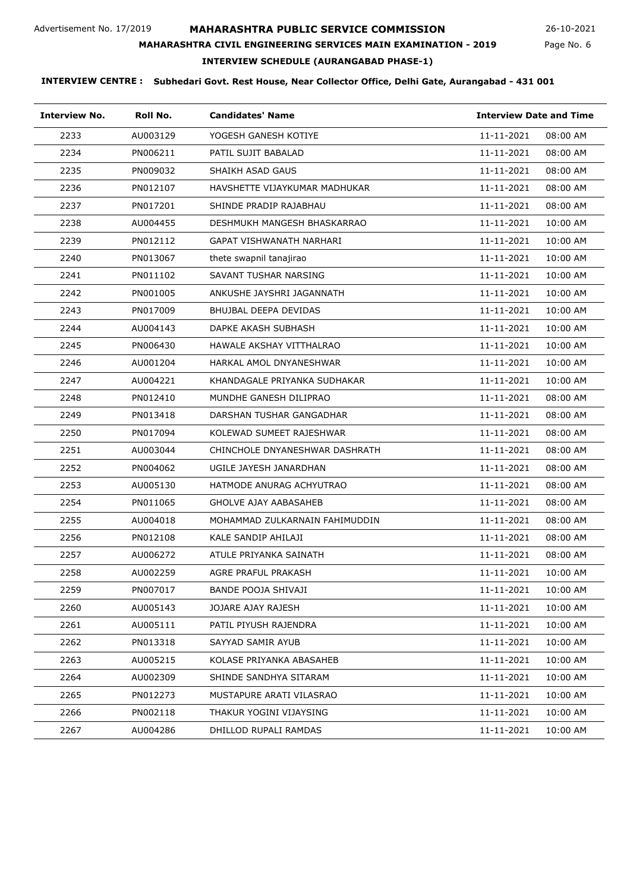Advertisement No. 17/2019

# MAHARASHTRA PUBLIC SERVICE COMMISSION

26-10-2021

## MAHARASHTRA CIVIL ENGINEERING SERVICES MAIN EXAMINATION - 2019

### INTERVIEW SCHEDULE (AURANGABAD PHASE-1)

**INTERVIEW CENTRE : Subhedari Govt. Rest House, Near Collector Office, Delhi Gate, Aurangabad - 431 001**

| Interview No. | Roll No. | Candidates' Name | Interview Date and Time | |
|---|---|---|---|---|
| 2233 | AU003129 | YOGESH GANESH KOTIYE | 11-11-2021 | 08:00 AM |
| 2234 | PN006211 | PATIL SUJIT BABALAD | 11-11-2021 | 08:00 AM |
| 2235 | PN009032 | SHAIKH ASAD GAUS | 11-11-2021 | 08:00 AM |
| 2236 | PN012107 | HAVSHETTE VIJAYKUMAR MADHUKAR | 11-11-2021 | 08:00 AM |
| 2237 | PN017201 | SHINDE PRADIP RAJABHAU | 11-11-2021 | 08:00 AM |
| 2238 | AU004455 | DESHMUKH MANGESH BHASKARRAO | 11-11-2021 | 10:00 AM |
| 2239 | PN012112 | GAPAT VISHWANATH NARHARI | 11-11-2021 | 10:00 AM |
| 2240 | PN013067 | thete swapnil tanajirao | 11-11-2021 | 10:00 AM |
| 2241 | PN011102 | SAVANT TUSHAR NARSING | 11-11-2021 | 10:00 AM |
| 2242 | PN001005 | ANKUSHE JAYSHRI JAGANNATH | 11-11-2021 | 10:00 AM |
| 2243 | PN017009 | BHUJBAL DEEPA DEVIDAS | 11-11-2021 | 10:00 AM |
| 2244 | AU004143 | DAPKE AKASH SUBHASH | 11-11-2021 | 10:00 AM |
| 2245 | PN006430 | HAWALE AKSHAY VITTHALRAO | 11-11-2021 | 10:00 AM |
| 2246 | AU001204 | HARKAL AMOL DNYANESHWAR | 11-11-2021 | 10:00 AM |
| 2247 | AU004221 | KHANDAGALE PRIYANKA SUDHAKAR | 11-11-2021 | 10:00 AM |
| 2248 | PN012410 | MUNDHE GANESH DILIPRAO | 11-11-2021 | 08:00 AM |
| 2249 | PN013418 | DARSHAN TUSHAR GANGADHAR | 11-11-2021 | 08:00 AM |
| 2250 | PN017094 | KOLEWAD SUMEET RAJESHWAR | 11-11-2021 | 08:00 AM |
| 2251 | AU003044 | CHINCHOLE DNYANESHWAR DASHRATH | 11-11-2021 | 08:00 AM |
| 2252 | PN004062 | UGILE JAYESH JANARDHAN | 11-11-2021 | 08:00 AM |
| 2253 | AU005130 | HATMODE ANURAG ACHYUTRAO | 11-11-2021 | 08:00 AM |
| 2254 | PN011065 | GHOLVE AJAY AABASAHEB | 11-11-2021 | 08:00 AM |
| 2255 | AU004018 | MOHAMMAD ZULKARNAIN FAHIMUDDIN | 11-11-2021 | 08:00 AM |
| 2256 | PN012108 | KALE SANDIP AHILAJI | 11-11-2021 | 08:00 AM |
| 2257 | AU006272 | ATULE PRIYANKA SAINATH | 11-11-2021 | 08:00 AM |
| 2258 | AU002259 | AGRE PRAFUL PRAKASH | 11-11-2021 | 10:00 AM |
| 2259 | PN007017 | BANDE POOJA SHIVAJI | 11-11-2021 | 10:00 AM |
| 2260 | AU005143 | JOJARE AJAY RAJESH | 11-11-2021 | 10:00 AM |
| 2261 | AU005111 | PATIL PIYUSH RAJENDRA | 11-11-2021 | 10:00 AM |
| 2262 | PN013318 | SAYYAD SAMIR AYUB | 11-11-2021 | 10:00 AM |
| 2263 | AU005215 | KOLASE PRIYANKA ABASAHEB | 11-11-2021 | 10:00 AM |
| 2264 | AU002309 | SHINDE SANDHYA SITARAM | 11-11-2021 | 10:00 AM |
| 2265 | PN012273 | MUSTAPURE ARATI VILASRAO | 11-11-2021 | 10:00 AM |
| 2266 | PN002118 | THAKUR YOGINI VIJAYSING | 11-11-2021 | 10:00 AM |
| 2267 | AU004286 | DHILLOD RUPALI RAMDAS | 11-11-2021 | 10:00 AM |